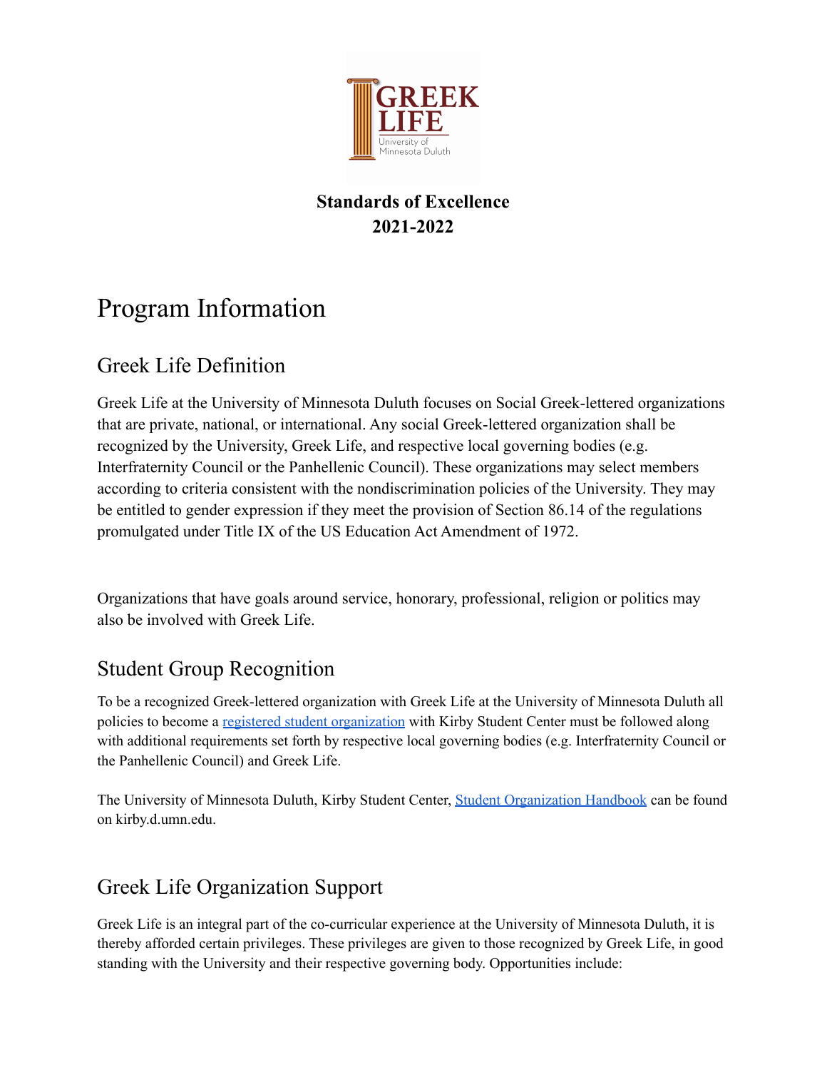# Standards of Excellence 2021-2022

# Program Information

## Greek Life Definition

Greek Life at the University of Minnesota Duluth focuses on Social Greek-lettered organizations that are private, national, or international. Any social Greek-lettered organization shall be recognized by the University, Greek Life, and respective local governing bodies (e.g. Interfraternity Council or the Panhellenic Council). These organizations may select members according to criteria consistent with the nondiscrimination policies of the University. They may be entitled to gender expression if they meet the provision of Section 86.14 of the regulations promulgated under Title IX of the US Education Act Amendment of 1972.

Organizations that have goals around service, honorary, professional, religion or politics may also be involved with Greek Life.

## Student Group Recognition

To be a recognized Greek-lettered organization with Greek Life at the University of Minnesota Duluth all policies to become a registered student organization with Kirby Student Center must be followed along with additional requirements set forth by respective local governing bodies (e.g. Interfraternity Council or the Panhellenic Council) and Greek Life.

The University of Minnesota Duluth, Kirby Student Center, Student Organization Handbook can be found on kirby.d.umn.edu.

## Greek Life Organization Support

Greek Life is an integral part of the co-curricular experience at the University of Minnesota Duluth, it is thereby afforded certain privileges. These privileges are given to those recognized by Greek Life, in good standing with the University and their respective governing body. Opportunities include: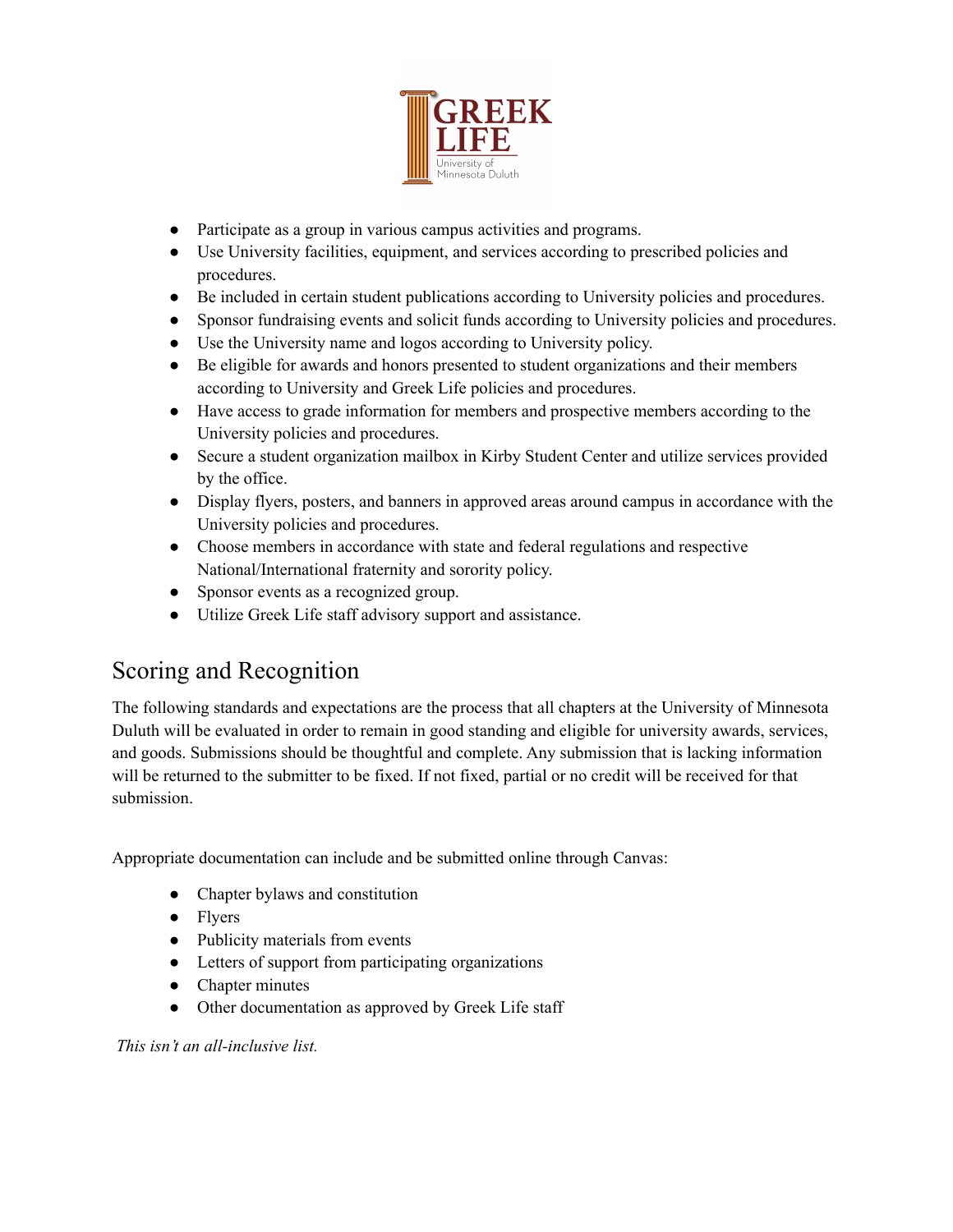- Participate as a group in various campus activities and programs.
- Use University facilities, equipment, and services according to prescribed policies and procedures.
- Be included in certain student publications according to University policies and procedures.
- Sponsor fundraising events and solicit funds according to University policies and procedures.
- Use the University name and logos according to University policy.
- Be eligible for awards and honors presented to student organizations and their members according to University and Greek Life policies and procedures.
- Have access to grade information for members and prospective members according to the University policies and procedures.
- Secure a student organization mailbox in Kirby Student Center and utilize services provided by the office.
- Display flyers, posters, and banners in approved areas around campus in accordance with the University policies and procedures.
- Choose members in accordance with state and federal regulations and respective National/International fraternity and sorority policy.
- Sponsor events as a recognized group.
- Utilize Greek Life staff advisory support and assistance.

## Scoring and Recognition

The following standards and expectations are the process that all chapters at the University of Minnesota Duluth will be evaluated in order to remain in good standing and eligible for university awards, services, and goods. Submissions should be thoughtful and complete. Any submission that is lacking information will be returned to the submitter to be fixed. If not fixed, partial or no credit will be received for that submission.

Appropriate documentation can include and be submitted online through Canvas:

- Chapter bylaws and constitution
- Flyers
- Publicity materials from events
- Letters of support from participating organizations
- Chapter minutes
- Other documentation as approved by Greek Life staff

*This isn't an all-inclusive list.*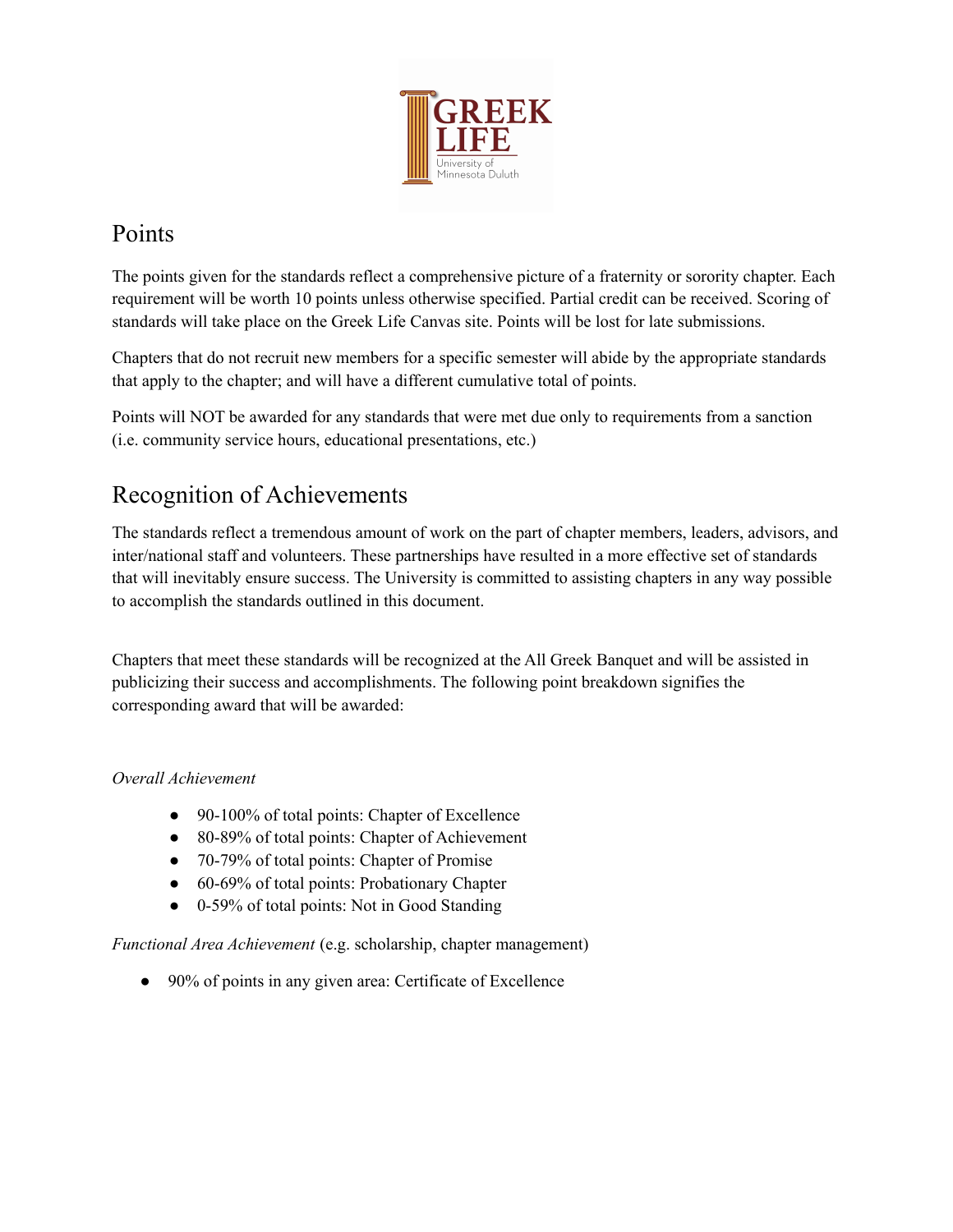## Points

The points given for the standards reflect a comprehensive picture of a fraternity or sorority chapter. Each requirement will be worth 10 points unless otherwise specified. Partial credit can be received. Scoring of standards will take place on the Greek Life Canvas site. Points will be lost for late submissions.

Chapters that do not recruit new members for a specific semester will abide by the appropriate standards that apply to the chapter; and will have a different cumulative total of points.

Points will NOT be awarded for any standards that were met due only to requirements from a sanction (i.e. community service hours, educational presentations, etc.)

## Recognition of Achievements

The standards reflect a tremendous amount of work on the part of chapter members, leaders, advisors, and inter/national staff and volunteers. These partnerships have resulted in a more effective set of standards that will inevitably ensure success. The University is committed to assisting chapters in any way possible to accomplish the standards outlined in this document.

Chapters that meet these standards will be recognized at the All Greek Banquet and will be assisted in publicizing their success and accomplishments. The following point breakdown signifies the corresponding award that will be awarded:

*Overall Achievement*

- 90-100% of total points: Chapter of Excellence
- 80-89% of total points: Chapter of Achievement
- 70-79% of total points: Chapter of Promise
- 60-69% of total points: Probationary Chapter
- 0-59% of total points: Not in Good Standing

*Functional Area Achievement* (e.g. scholarship, chapter management)

- 90% of points in any given area: Certificate of Excellence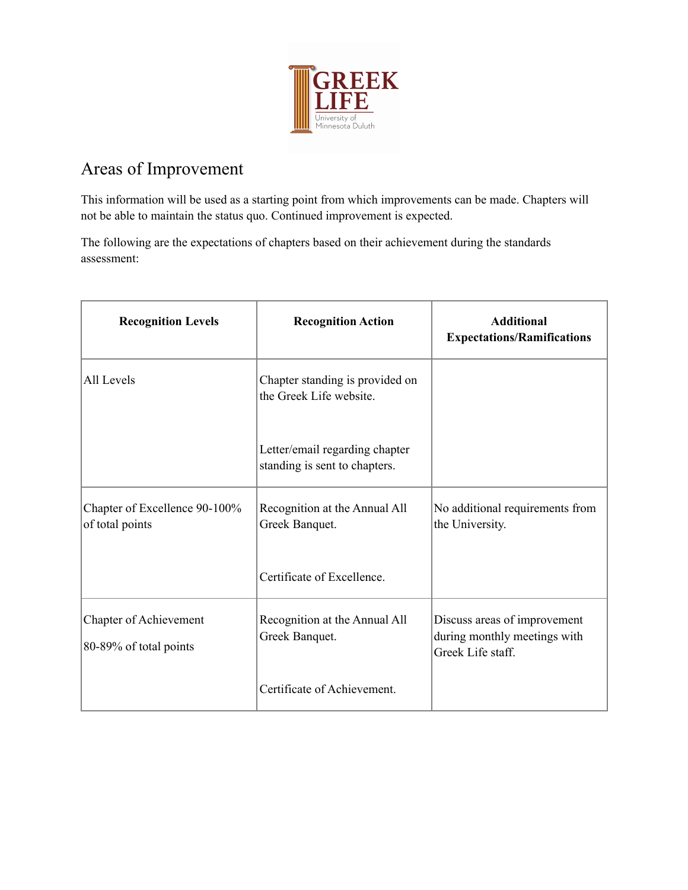GREEK LIFE
University of Minnesota Duluth

# Areas of Improvement

This information will be used as a starting point from which improvements can be made. Chapters will not be able to maintain the status quo. Continued improvement is expected.

The following are the expectations of chapters based on their achievement during the standards assessment:

| Recognition Levels | Recognition Action | Additional Expectations/Ramifications |
|---|---|---|
| All Levels | Chapter standing is provided on the Greek Life website.<br><br>Letter/email regarding chapter standing is sent to chapters. | |
| Chapter of Excellence 90-100% of total points | Recognition at the Annual All Greek Banquet.<br><br>Certificate of Excellence. | No additional requirements from the University. |
| Chapter of Achievement<br><br>80-89% of total points | Recognition at the Annual All Greek Banquet.<br><br>Certificate of Achievement. | Discuss areas of improvement during monthly meetings with Greek Life staff. |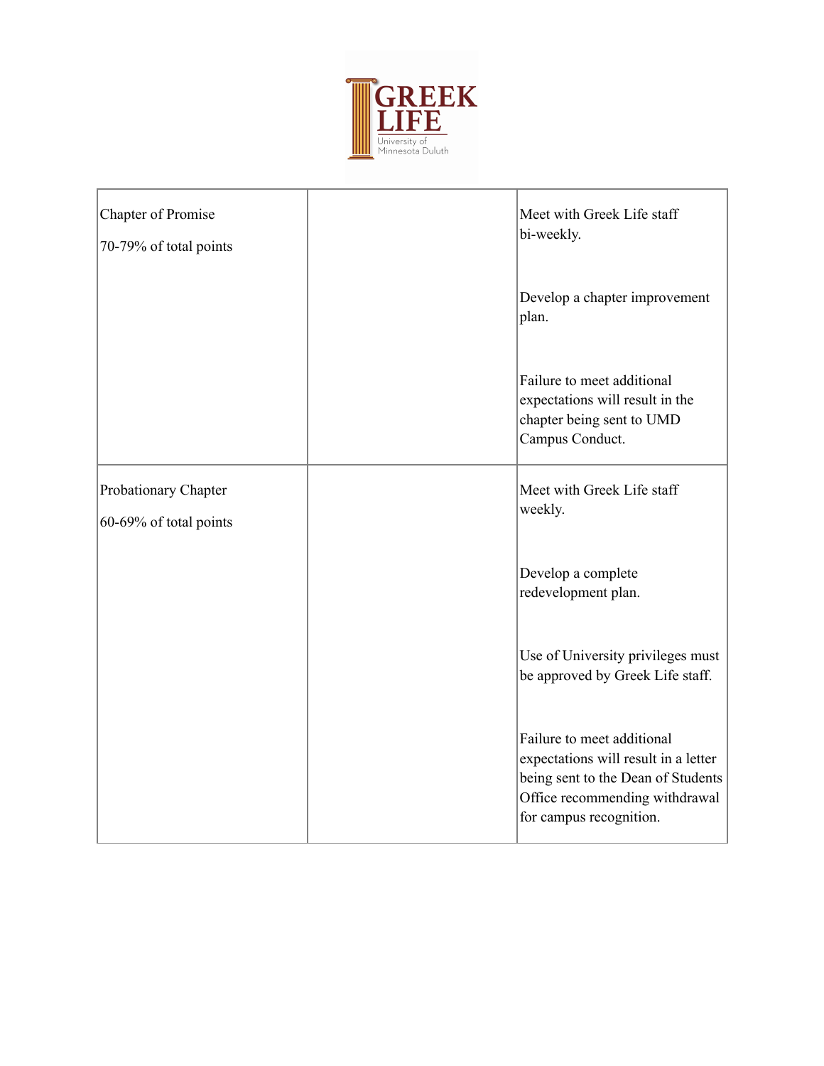| | | |
|---|---|---|
| Chapter of Promise<br><br>70-79% of total points | | Meet with Greek Life staff bi-weekly.<br><br>Develop a chapter improvement plan.<br><br>Failure to meet additional expectations will result in the chapter being sent to UMD Campus Conduct. |
| Probationary Chapter<br><br>60-69% of total points | | Meet with Greek Life staff weekly.<br><br>Develop a complete redevelopment plan.<br><br>Use of University privileges must be approved by Greek Life staff.<br><br>Failure to meet additional expectations will result in a letter being sent to the Dean of Students Office recommending withdrawal for campus recognition. |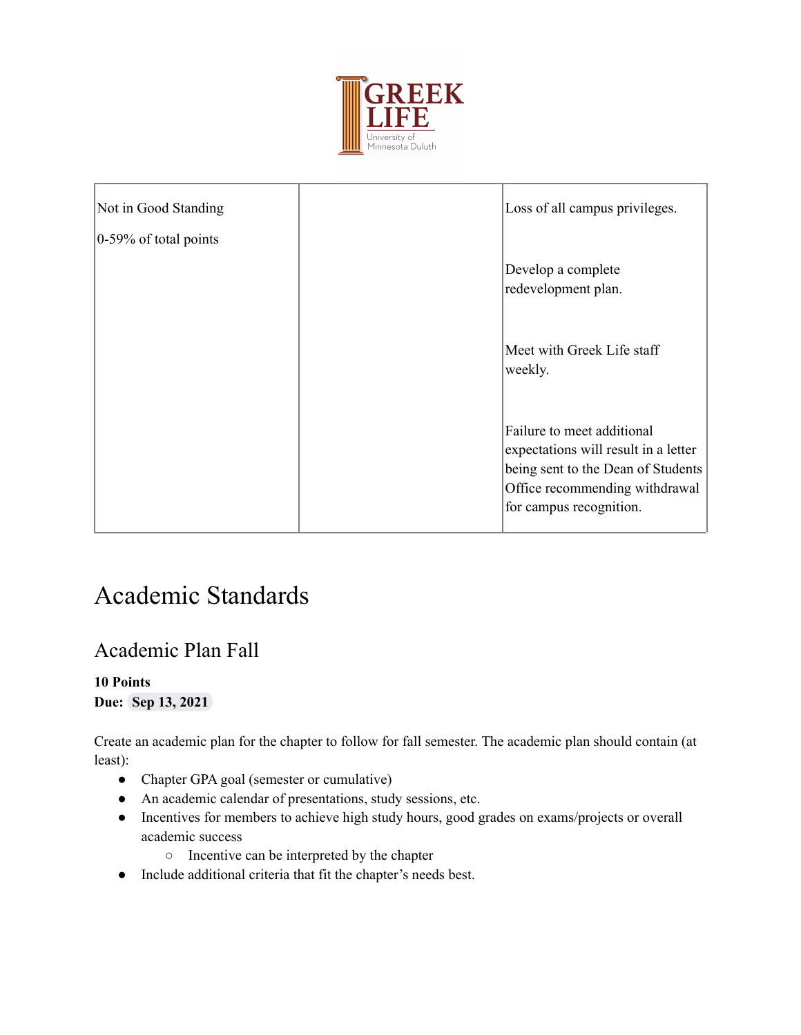| Not in Good Standing<br><br>0-59% of total points | | Loss of all campus privileges.<br><br>Develop a complete redevelopment plan.<br><br>Meet with Greek Life staff weekly.<br><br>Failure to meet additional expectations will result in a letter being sent to the Dean of Students Office recommending withdrawal for campus recognition. |
|---|---|---|

# Academic Standards

## Academic Plan Fall

**10 Points**
**Due: Sep 13, 2021**

Create an academic plan for the chapter to follow for fall semester. The academic plan should contain (at least):

- Chapter GPA goal (semester or cumulative)
- An academic calendar of presentations, study sessions, etc.
- Incentives for members to achieve high study hours, good grades on exams/projects or overall academic success
  - Incentive can be interpreted by the chapter
- Include additional criteria that fit the chapter's needs best.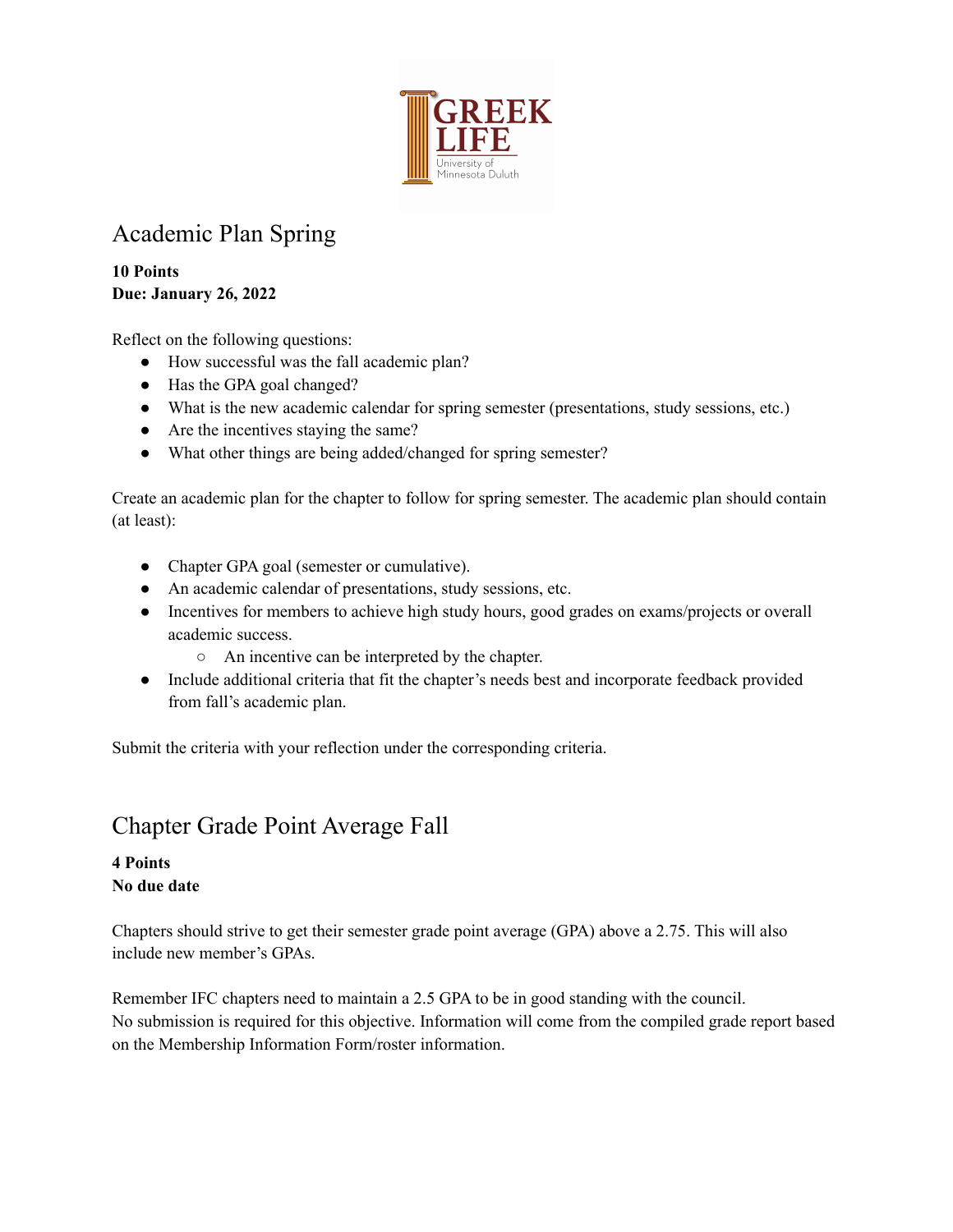## Academic Plan Spring

**10 Points**
**Due: January 26, 2022**

Reflect on the following questions:

- How successful was the fall academic plan?
- Has the GPA goal changed?
- What is the new academic calendar for spring semester (presentations, study sessions, etc.)
- Are the incentives staying the same?
- What other things are being added/changed for spring semester?

Create an academic plan for the chapter to follow for spring semester. The academic plan should contain (at least):

- Chapter GPA goal (semester or cumulative).
- An academic calendar of presentations, study sessions, etc.
- Incentives for members to achieve high study hours, good grades on exams/projects or overall academic success.
  - An incentive can be interpreted by the chapter.
- Include additional criteria that fit the chapter's needs best and incorporate feedback provided from fall's academic plan.

Submit the criteria with your reflection under the corresponding criteria.

## Chapter Grade Point Average Fall

**4 Points**
**No due date**

Chapters should strive to get their semester grade point average (GPA) above a 2.75. This will also include new member's GPAs.

Remember IFC chapters need to maintain a 2.5 GPA to be in good standing with the council.
No submission is required for this objective. Information will come from the compiled grade report based on the Membership Information Form/roster information.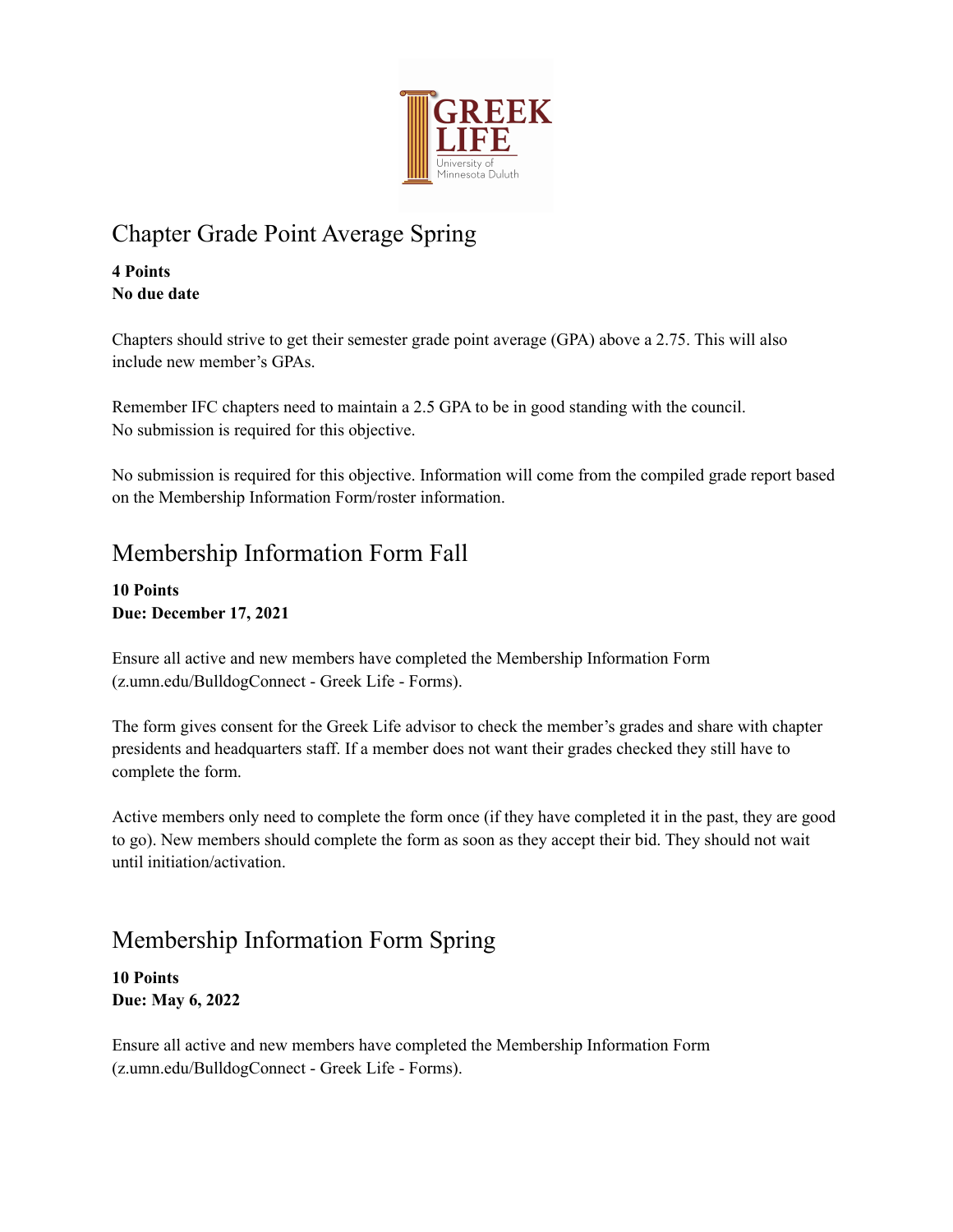## Chapter Grade Point Average Spring

**4 Points**
**No due date**

Chapters should strive to get their semester grade point average (GPA) above a 2.75. This will also include new member's GPAs.

Remember IFC chapters need to maintain a 2.5 GPA to be in good standing with the council.
No submission is required for this objective.

No submission is required for this objective. Information will come from the compiled grade report based on the Membership Information Form/roster information.

## Membership Information Form Fall

**10 Points**
**Due: December 17, 2021**

Ensure all active and new members have completed the Membership Information Form (z.umn.edu/BulldogConnect - Greek Life - Forms).

The form gives consent for the Greek Life advisor to check the member's grades and share with chapter presidents and headquarters staff. If a member does not want their grades checked they still have to complete the form.

Active members only need to complete the form once (if they have completed it in the past, they are good to go). New members should complete the form as soon as they accept their bid. They should not wait until initiation/activation.

## Membership Information Form Spring

**10 Points**
**Due: May 6, 2022**

Ensure all active and new members have completed the Membership Information Form (z.umn.edu/BulldogConnect - Greek Life - Forms).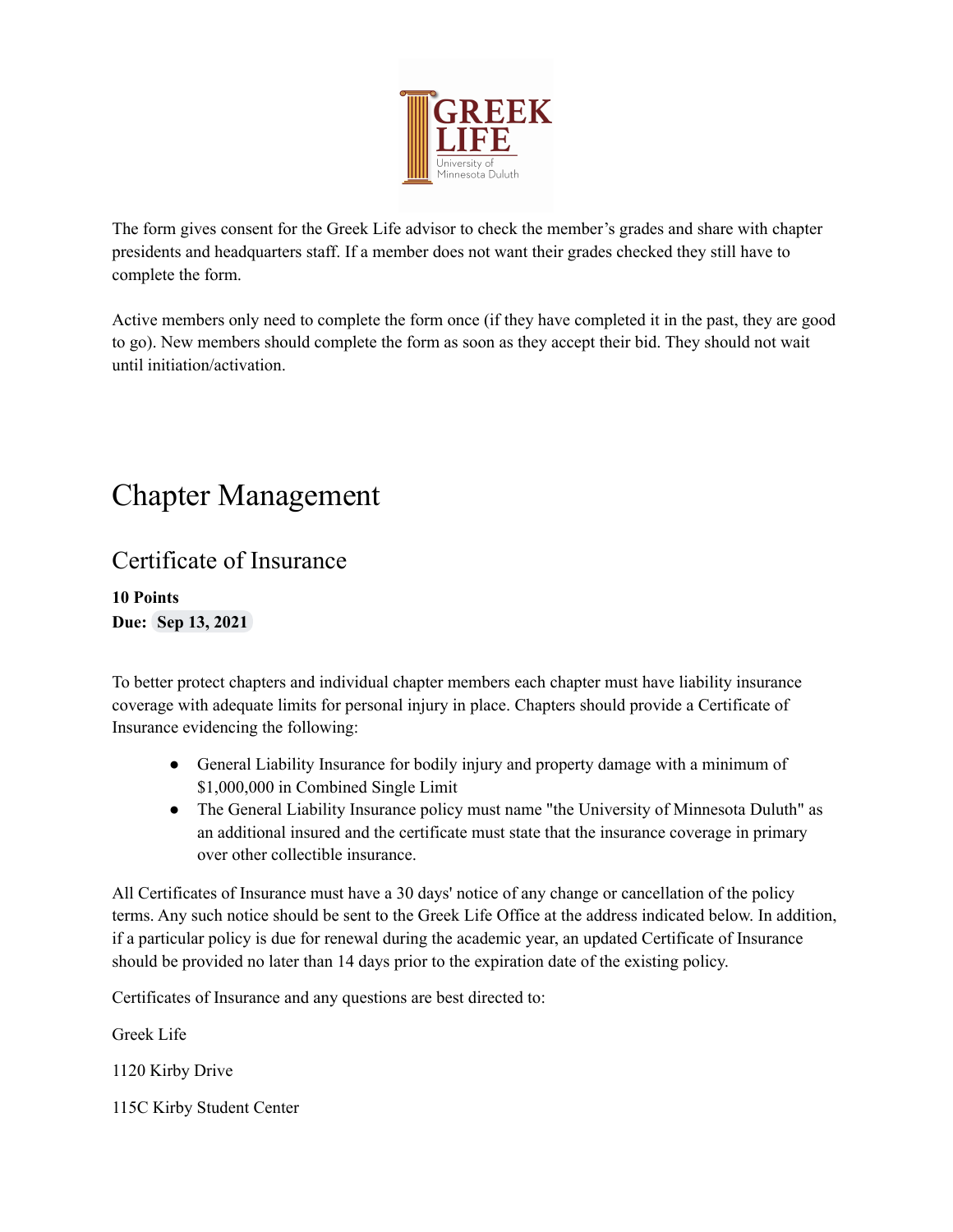The form gives consent for the Greek Life advisor to check the member's grades and share with chapter presidents and headquarters staff. If a member does not want their grades checked they still have to complete the form.

Active members only need to complete the form once (if they have completed it in the past, they are good to go). New members should complete the form as soon as they accept their bid. They should not wait until initiation/activation.

# Chapter Management

## Certificate of Insurance

**10 Points**
**Due: Sep 13, 2021**

To better protect chapters and individual chapter members each chapter must have liability insurance coverage with adequate limits for personal injury in place. Chapters should provide a Certificate of Insurance evidencing the following:

- General Liability Insurance for bodily injury and property damage with a minimum of $1,000,000 in Combined Single Limit
- The General Liability Insurance policy must name "the University of Minnesota Duluth" as an additional insured and the certificate must state that the insurance coverage in primary over other collectible insurance.

All Certificates of Insurance must have a 30 days' notice of any change or cancellation of the policy terms. Any such notice should be sent to the Greek Life Office at the address indicated below. In addition, if a particular policy is due for renewal during the academic year, an updated Certificate of Insurance should be provided no later than 14 days prior to the expiration date of the existing policy.

Certificates of Insurance and any questions are best directed to:

Greek Life

1120 Kirby Drive

115C Kirby Student Center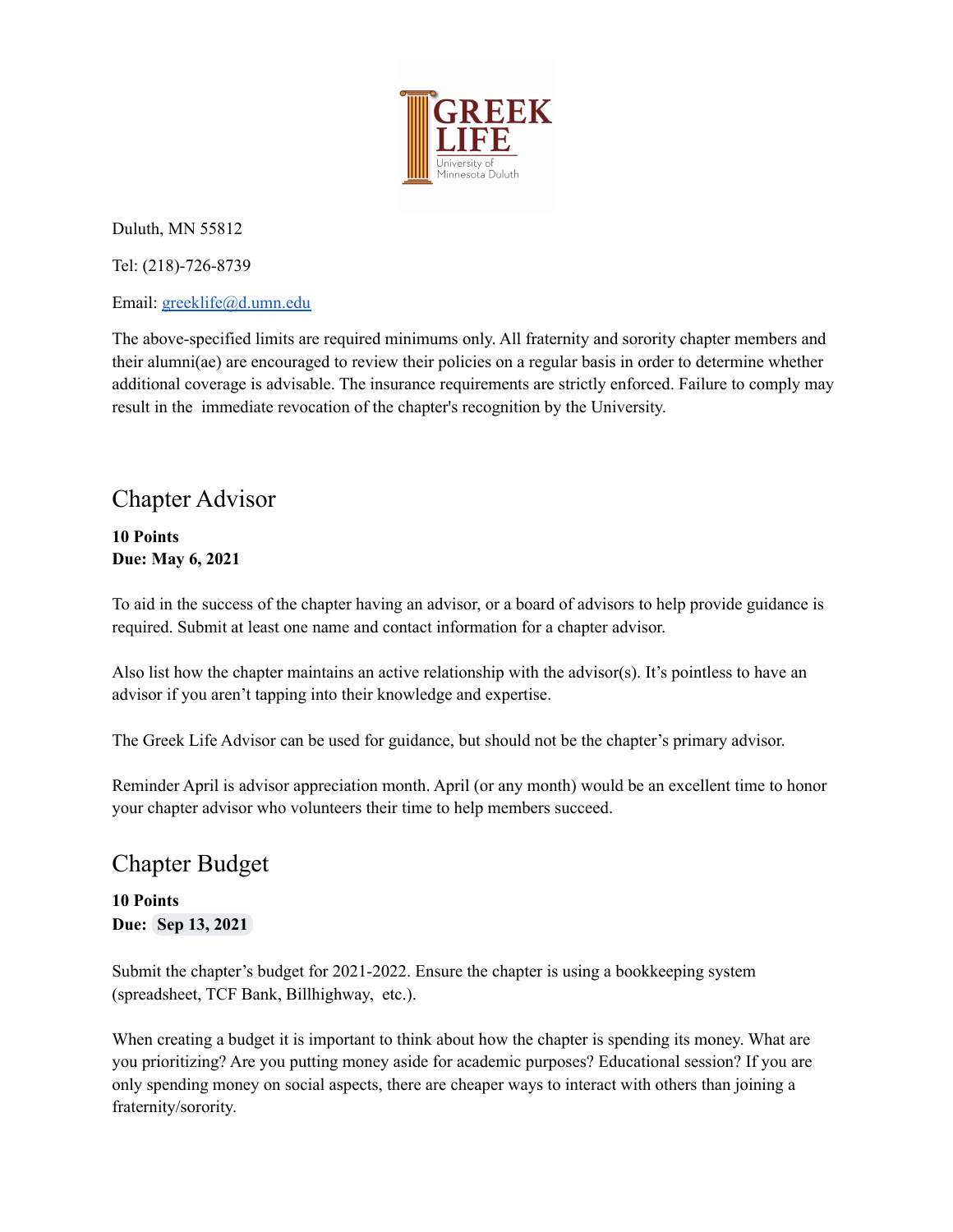Duluth, MN 55812

Tel: (218)-726-8739

Email: greeklife@d.umn.edu

The above-specified limits are required minimums only. All fraternity and sorority chapter members and their alumni(ae) are encouraged to review their policies on a regular basis in order to determine whether additional coverage is advisable. The insurance requirements are strictly enforced. Failure to comply may result in the immediate revocation of the chapter's recognition by the University.

## Chapter Advisor

**10 Points**
**Due: May 6, 2021**

To aid in the success of the chapter having an advisor, or a board of advisors to help provide guidance is required. Submit at least one name and contact information for a chapter advisor.

Also list how the chapter maintains an active relationship with the advisor(s). It's pointless to have an advisor if you aren't tapping into their knowledge and expertise.

The Greek Life Advisor can be used for guidance, but should not be the chapter's primary advisor.

Reminder April is advisor appreciation month. April (or any month) would be an excellent time to honor your chapter advisor who volunteers their time to help members succeed.

## Chapter Budget

**10 Points**
**Due: Sep 13, 2021**

Submit the chapter's budget for 2021-2022. Ensure the chapter is using a bookkeeping system (spreadsheet, TCF Bank, Billhighway, etc.).

When creating a budget it is important to think about how the chapter is spending its money. What are you prioritizing? Are you putting money aside for academic purposes? Educational session? If you are only spending money on social aspects, there are cheaper ways to interact with others than joining a fraternity/sorority.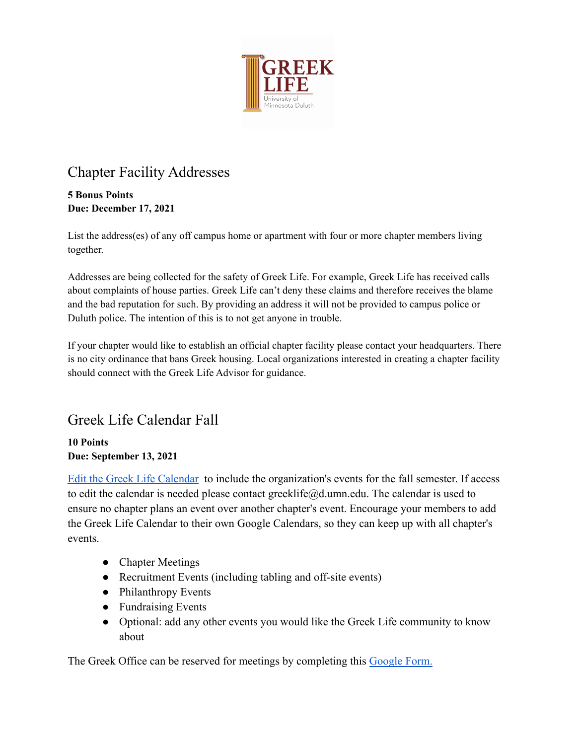## Chapter Facility Addresses

**5 Bonus Points**
**Due: December 17, 2021**

List the address(es) of any off campus home or apartment with four or more chapter members living together.

Addresses are being collected for the safety of Greek Life. For example, Greek Life has received calls about complaints of house parties. Greek Life can't deny these claims and therefore receives the blame and the bad reputation for such. By providing an address it will not be provided to campus police or Duluth police. The intention of this is to not get anyone in trouble.

If your chapter would like to establish an official chapter facility please contact your headquarters. There is no city ordinance that bans Greek housing. Local organizations interested in creating a chapter facility should connect with the Greek Life Advisor for guidance.

## Greek Life Calendar Fall

**10 Points**
**Due: September 13, 2021**

Edit the Greek Life Calendar to include the organization's events for the fall semester. If access to edit the calendar is needed please contact greeklife@d.umn.edu. The calendar is used to ensure no chapter plans an event over another chapter's event. Encourage your members to add the Greek Life Calendar to their own Google Calendars, so they can keep up with all chapter's events.

- Chapter Meetings
- Recruitment Events (including tabling and off-site events)
- Philanthropy Events
- Fundraising Events
- Optional: add any other events you would like the Greek Life community to know about

The Greek Office can be reserved for meetings by completing this Google Form.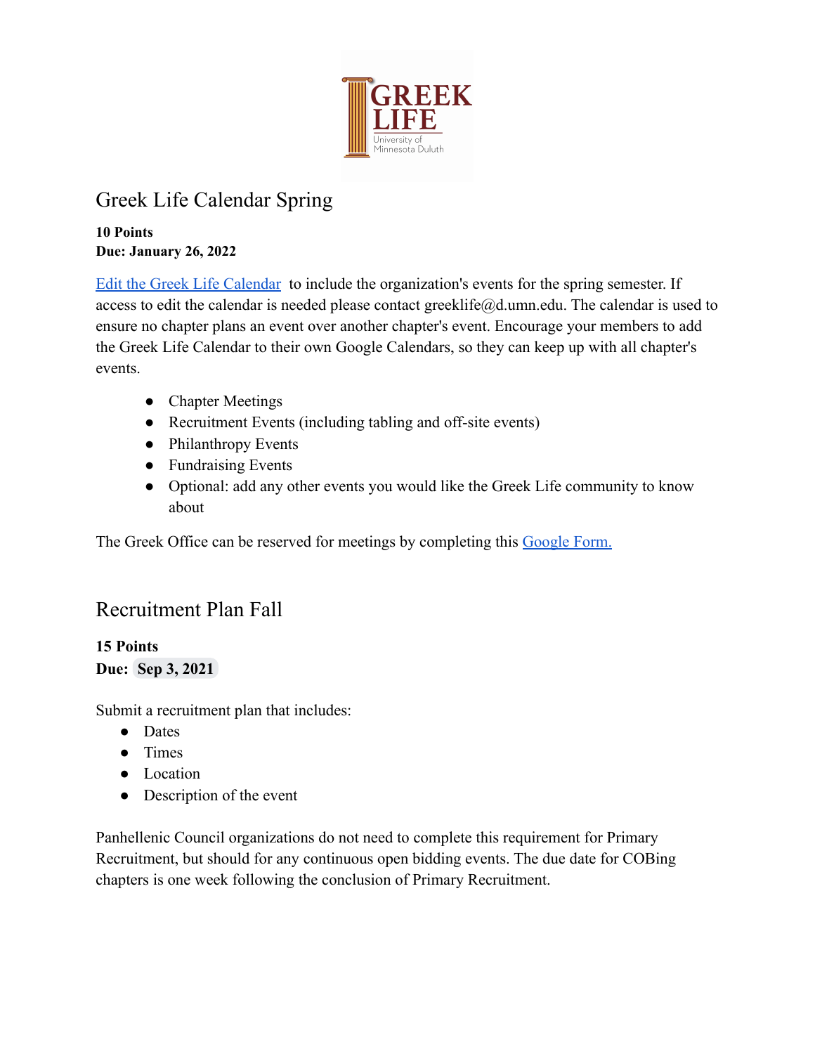## Greek Life Calendar Spring

**10 Points**
**Due: January 26, 2022**

Edit the Greek Life Calendar to include the organization's events for the spring semester. If access to edit the calendar is needed please contact greeklife@d.umn.edu. The calendar is used to ensure no chapter plans an event over another chapter's event. Encourage your members to add the Greek Life Calendar to their own Google Calendars, so they can keep up with all chapter's events.

- Chapter Meetings
- Recruitment Events (including tabling and off-site events)
- Philanthropy Events
- Fundraising Events
- Optional: add any other events you would like the Greek Life community to know about

The Greek Office can be reserved for meetings by completing this Google Form.

## Recruitment Plan Fall

**15 Points**
**Due: Sep 3, 2021**

Submit a recruitment plan that includes:

- Dates
- Times
- Location
- Description of the event

Panhellenic Council organizations do not need to complete this requirement for Primary Recruitment, but should for any continuous open bidding events. The due date for COBing chapters is one week following the conclusion of Primary Recruitment.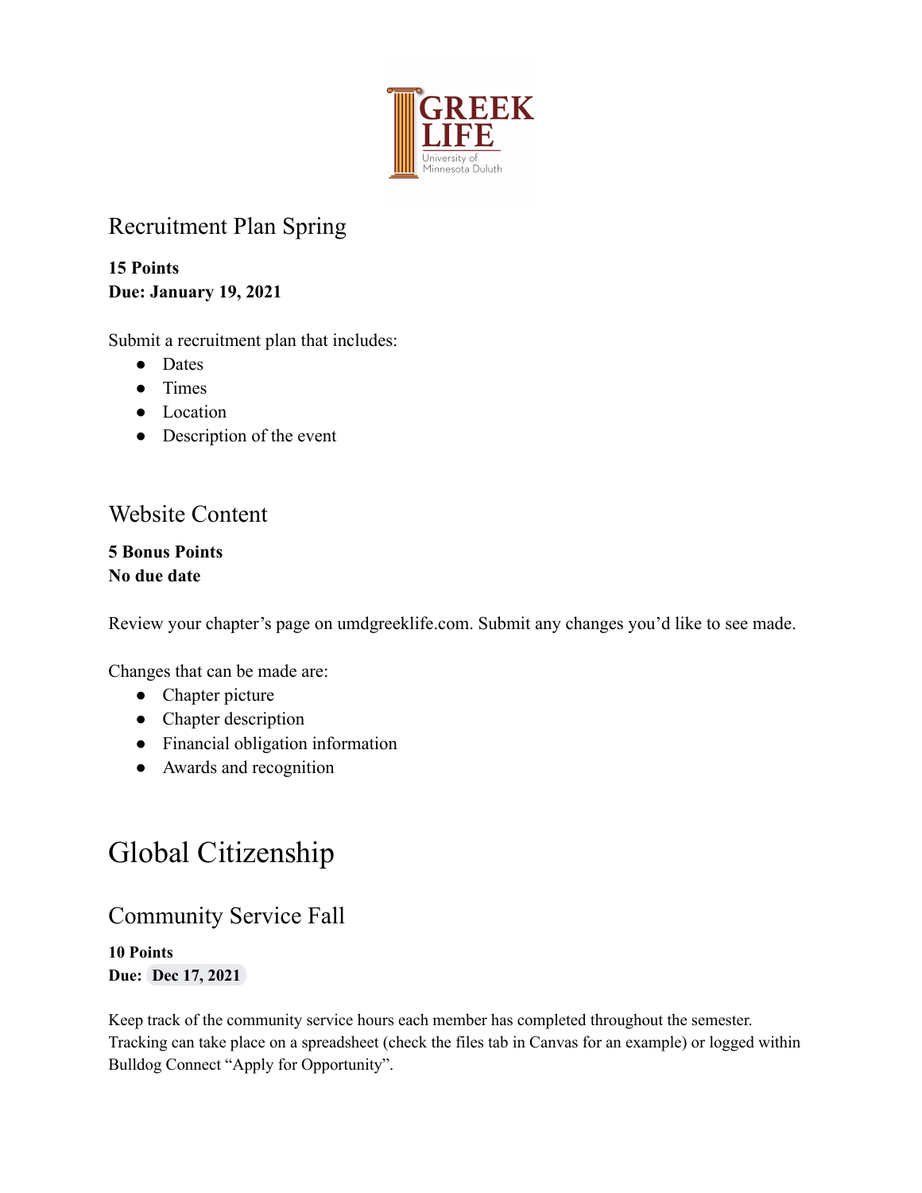### Recruitment Plan Spring

**15 Points**
**Due: January 19, 2021**

Submit a recruitment plan that includes:

- Dates
- Times
- Location
- Description of the event

### Website Content

**5 Bonus Points**
**No due date**

Review your chapter's page on umdgreeklife.com. Submit any changes you'd like to see made.

Changes that can be made are:

- Chapter picture
- Chapter description
- Financial obligation information
- Awards and recognition

## Global Citizenship

### Community Service Fall

**10 Points**
**Due: Dec 17, 2021**

Keep track of the community service hours each member has completed throughout the semester. Tracking can take place on a spreadsheet (check the files tab in Canvas for an example) or logged within Bulldog Connect "Apply for Opportunity".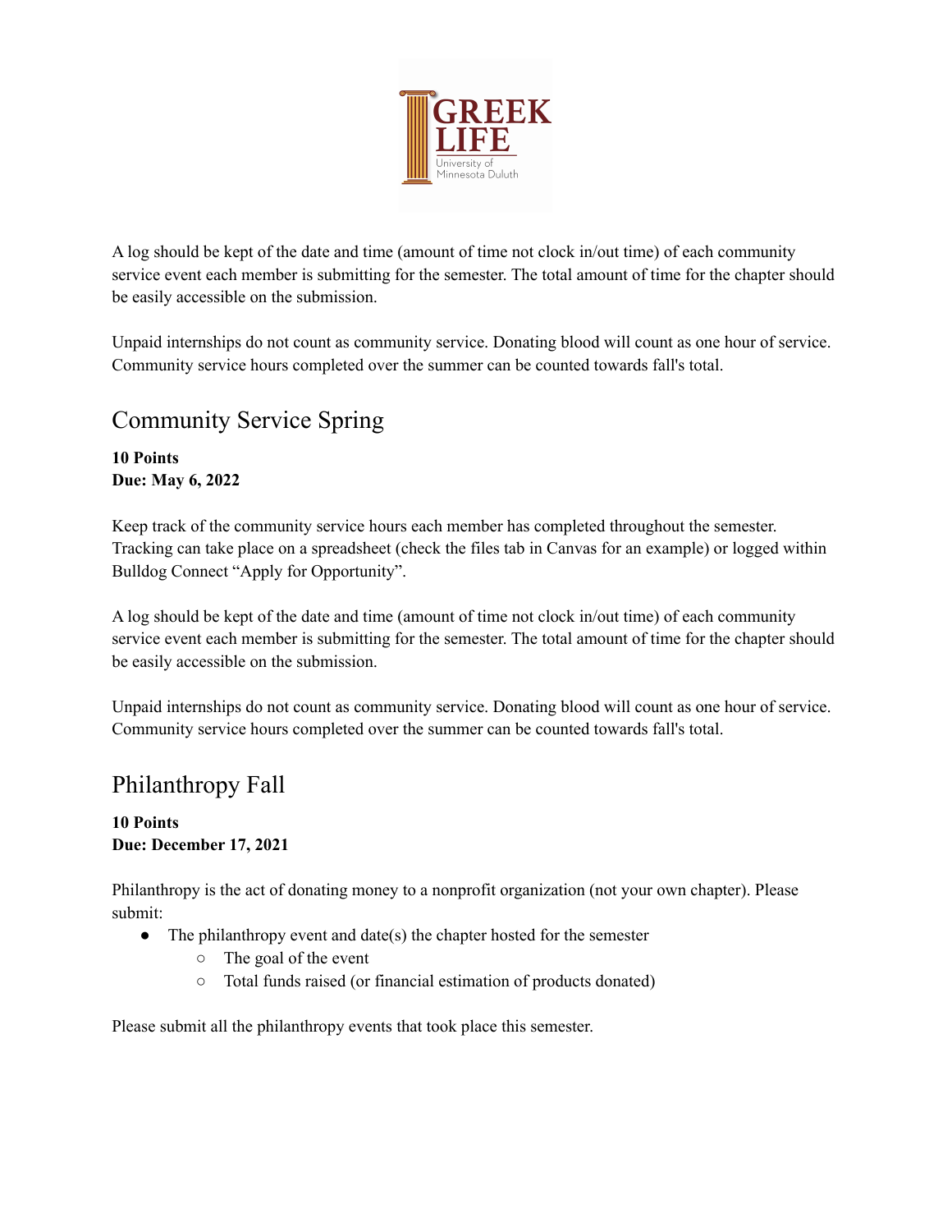A log should be kept of the date and time (amount of time not clock in/out time) of each community service event each member is submitting for the semester. The total amount of time for the chapter should be easily accessible on the submission.

Unpaid internships do not count as community service. Donating blood will count as one hour of service. Community service hours completed over the summer can be counted towards fall's total.

## Community Service Spring

**10 Points**
**Due: May 6, 2022**

Keep track of the community service hours each member has completed throughout the semester. Tracking can take place on a spreadsheet (check the files tab in Canvas for an example) or logged within Bulldog Connect "Apply for Opportunity".

A log should be kept of the date and time (amount of time not clock in/out time) of each community service event each member is submitting for the semester. The total amount of time for the chapter should be easily accessible on the submission.

Unpaid internships do not count as community service. Donating blood will count as one hour of service. Community service hours completed over the summer can be counted towards fall's total.

## Philanthropy Fall

**10 Points**
**Due: December 17, 2021**

Philanthropy is the act of donating money to a nonprofit organization (not your own chapter). Please submit:

- The philanthropy event and date(s) the chapter hosted for the semester
    - The goal of the event
    - Total funds raised (or financial estimation of products donated)

Please submit all the philanthropy events that took place this semester.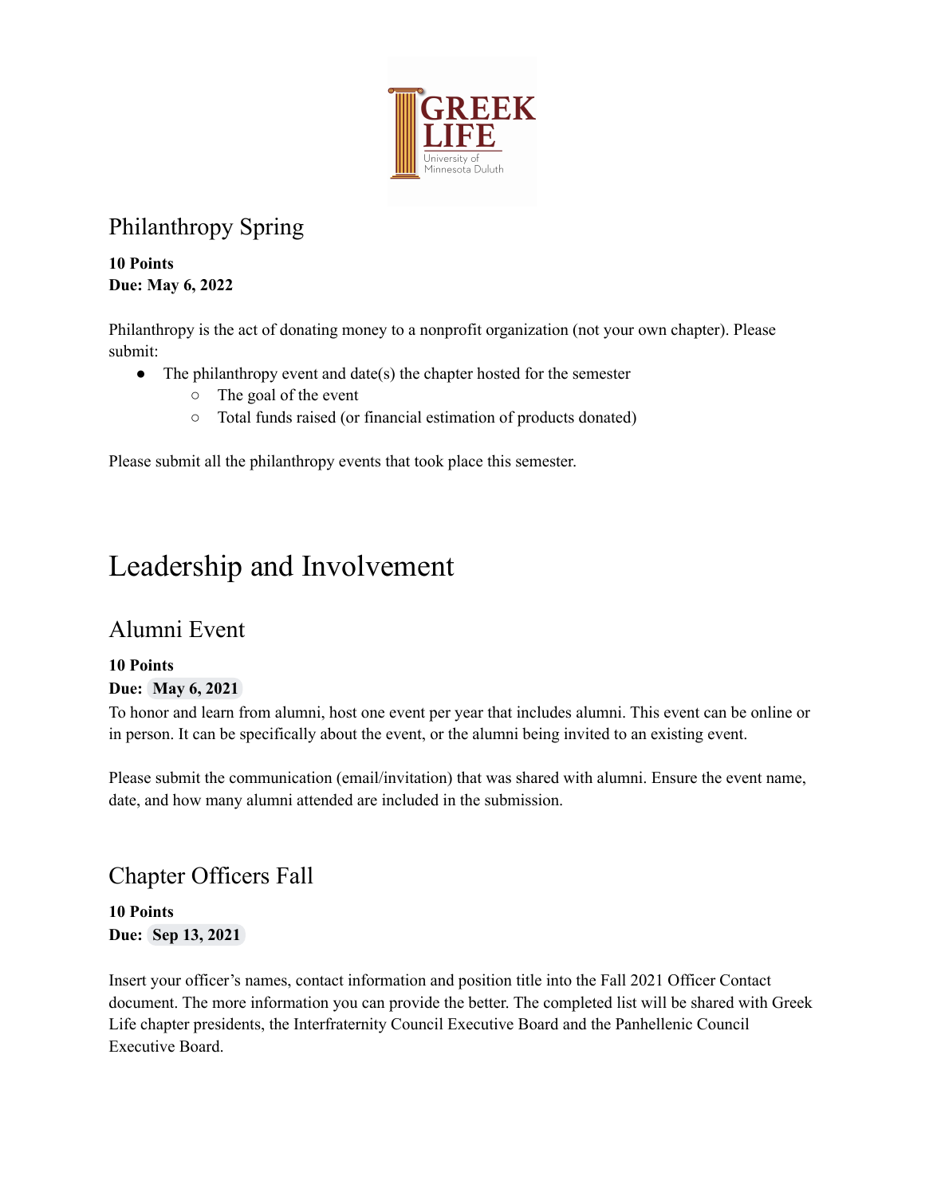## Philanthropy Spring

**10 Points**
**Due: May 6, 2022**

Philanthropy is the act of donating money to a nonprofit organization (not your own chapter). Please submit:

- The philanthropy event and date(s) the chapter hosted for the semester
  - The goal of the event
  - Total funds raised (or financial estimation of products donated)

Please submit all the philanthropy events that took place this semester.

# Leadership and Involvement

## Alumni Event

**10 Points**
**Due: May 6, 2021**

To honor and learn from alumni, host one event per year that includes alumni. This event can be online or in person. It can be specifically about the event, or the alumni being invited to an existing event.

Please submit the communication (email/invitation) that was shared with alumni. Ensure the event name, date, and how many alumni attended are included in the submission.

## Chapter Officers Fall

**10 Points**
**Due: Sep 13, 2021**

Insert your officer's names, contact information and position title into the Fall 2021 Officer Contact document. The more information you can provide the better. The completed list will be shared with Greek Life chapter presidents, the Interfraternity Council Executive Board and the Panhellenic Council Executive Board.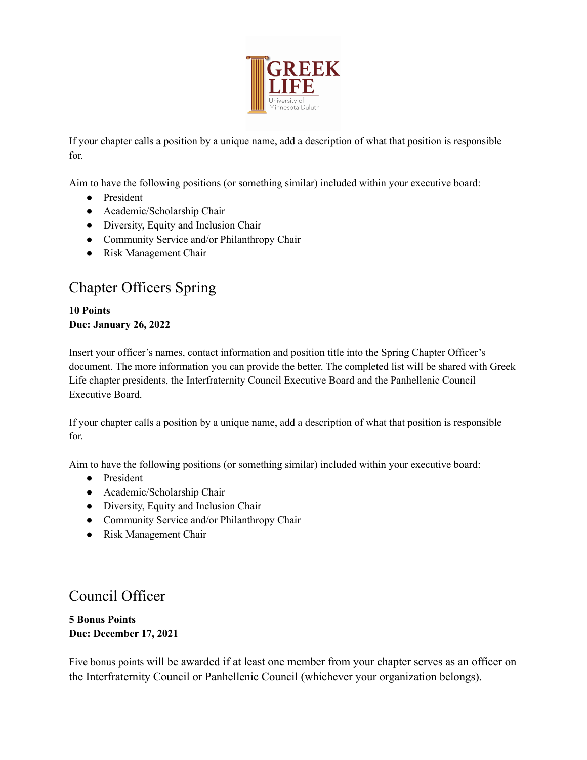If your chapter calls a position by a unique name, add a description of what that position is responsible for.

Aim to have the following positions (or something similar) included within your executive board:

- President
- Academic/Scholarship Chair
- Diversity, Equity and Inclusion Chair
- Community Service and/or Philanthropy Chair
- Risk Management Chair

## Chapter Officers Spring

**10 Points**
**Due: January 26, 2022**

Insert your officer's names, contact information and position title into the Spring Chapter Officer's document. The more information you can provide the better. The completed list will be shared with Greek Life chapter presidents, the Interfraternity Council Executive Board and the Panhellenic Council Executive Board.

If your chapter calls a position by a unique name, add a description of what that position is responsible for.

Aim to have the following positions (or something similar) included within your executive board:

- President
- Academic/Scholarship Chair
- Diversity, Equity and Inclusion Chair
- Community Service and/or Philanthropy Chair
- Risk Management Chair

## Council Officer

**5 Bonus Points**
**Due: December 17, 2021**

Five bonus points will be awarded if at least one member from your chapter serves as an officer on the Interfraternity Council or Panhellenic Council (whichever your organization belongs).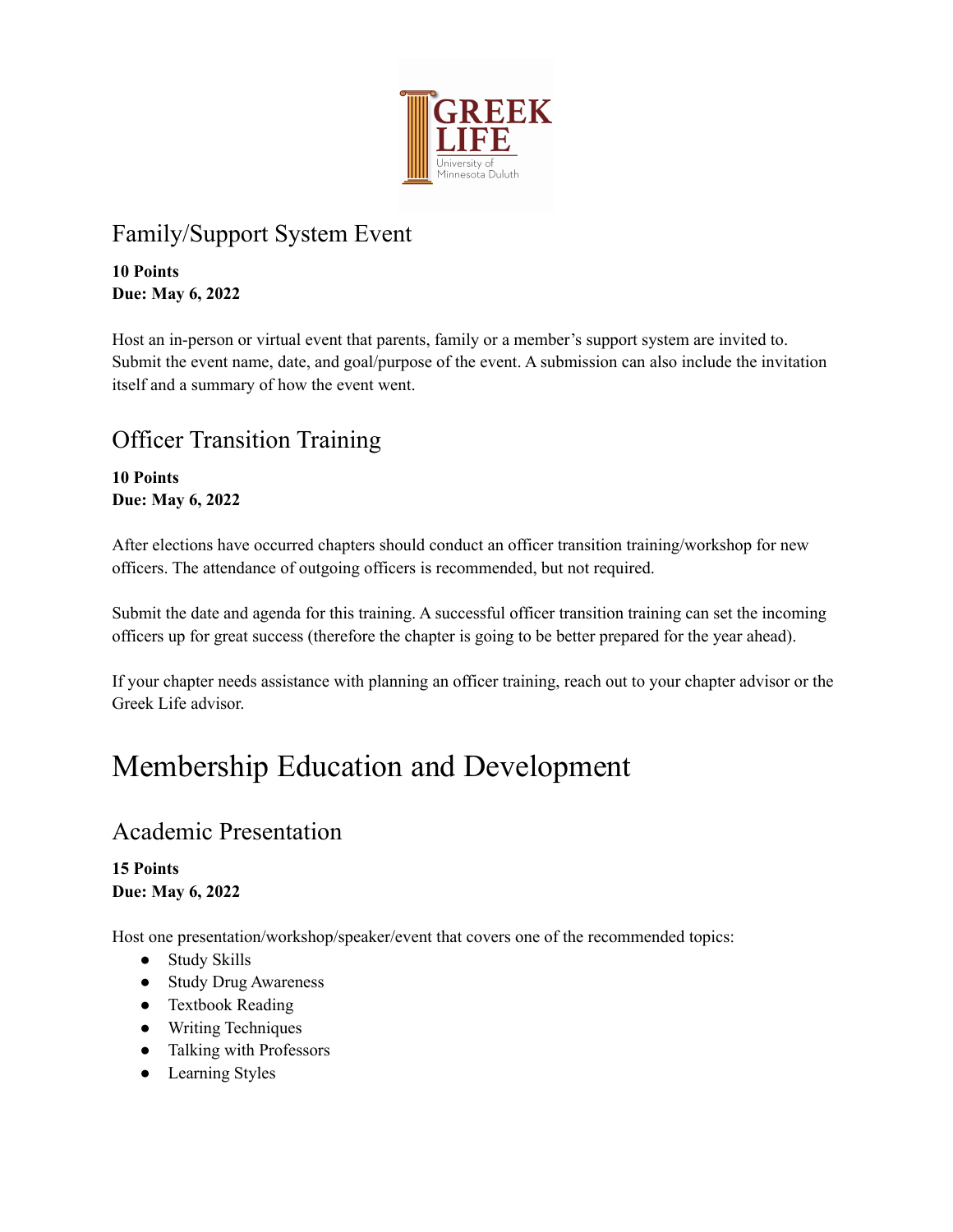## Family/Support System Event

**10 Points**
**Due: May 6, 2022**

Host an in-person or virtual event that parents, family or a member's support system are invited to. Submit the event name, date, and goal/purpose of the event. A submission can also include the invitation itself and a summary of how the event went.

## Officer Transition Training

**10 Points**
**Due: May 6, 2022**

After elections have occurred chapters should conduct an officer transition training/workshop for new officers. The attendance of outgoing officers is recommended, but not required.

Submit the date and agenda for this training. A successful officer transition training can set the incoming officers up for great success (therefore the chapter is going to be better prepared for the year ahead).

If your chapter needs assistance with planning an officer training, reach out to your chapter advisor or the Greek Life advisor.

# Membership Education and Development

## Academic Presentation

**15 Points**
**Due: May 6, 2022**

Host one presentation/workshop/speaker/event that covers one of the recommended topics:

- Study Skills
- Study Drug Awareness
- Textbook Reading
- Writing Techniques
- Talking with Professors
- Learning Styles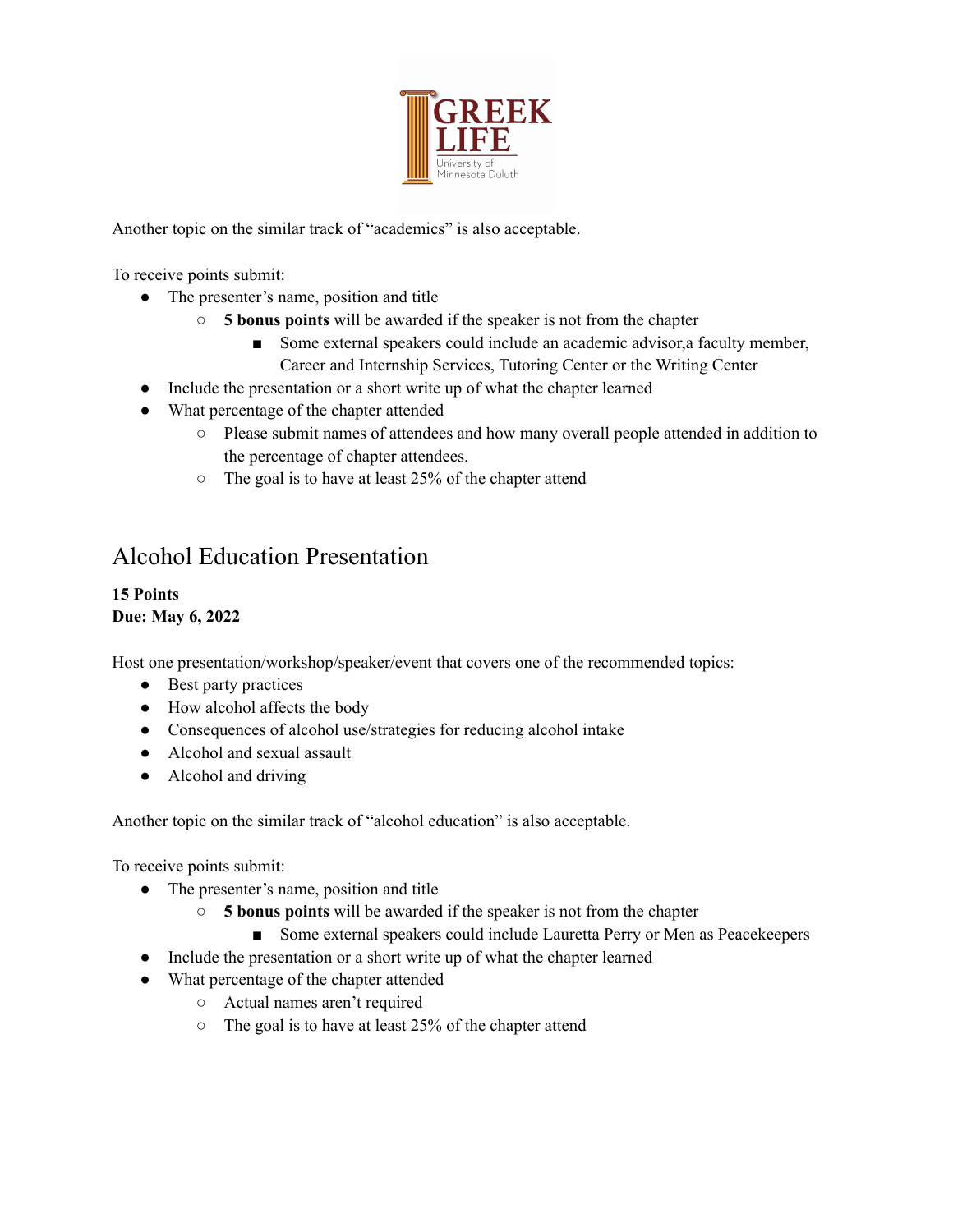Another topic on the similar track of "academics" is also acceptable.

To receive points submit:

- The presenter's name, position and title
  - **5 bonus points** will be awarded if the speaker is not from the chapter
    - Some external speakers could include an academic advisor,a faculty member, Career and Internship Services, Tutoring Center or the Writing Center
- Include the presentation or a short write up of what the chapter learned
- What percentage of the chapter attended
  - Please submit names of attendees and how many overall people attended in addition to the percentage of chapter attendees.
  - The goal is to have at least 25% of the chapter attend

## Alcohol Education Presentation

**15 Points**
**Due: May 6, 2022**

Host one presentation/workshop/speaker/event that covers one of the recommended topics:

- Best party practices
- How alcohol affects the body
- Consequences of alcohol use/strategies for reducing alcohol intake
- Alcohol and sexual assault
- Alcohol and driving

Another topic on the similar track of "alcohol education" is also acceptable.

To receive points submit:

- The presenter's name, position and title
  - **5 bonus points** will be awarded if the speaker is not from the chapter
    - Some external speakers could include Lauretta Perry or Men as Peacekeepers
- Include the presentation or a short write up of what the chapter learned
- What percentage of the chapter attended
  - Actual names aren't required
  - The goal is to have at least 25% of the chapter attend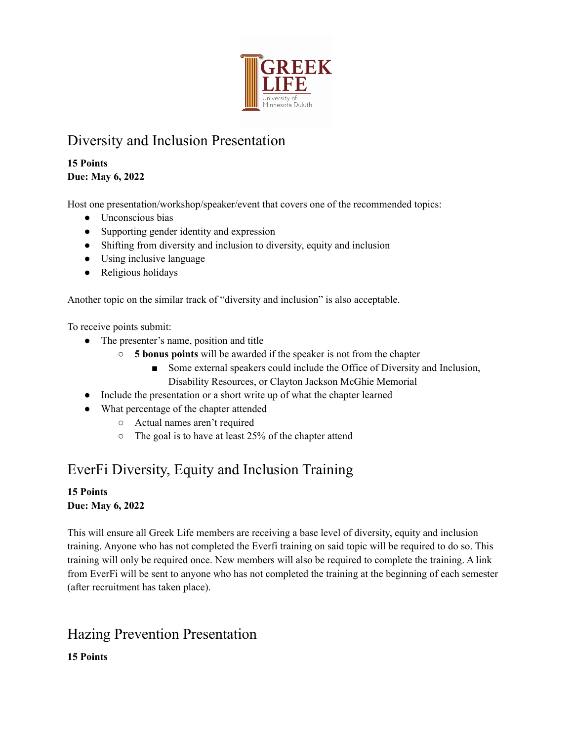## Diversity and Inclusion Presentation

**15 Points**
**Due: May 6, 2022**

Host one presentation/workshop/speaker/event that covers one of the recommended topics:

- Unconscious bias
- Supporting gender identity and expression
- Shifting from diversity and inclusion to diversity, equity and inclusion
- Using inclusive language
- Religious holidays

Another topic on the similar track of "diversity and inclusion" is also acceptable.

To receive points submit:

- The presenter's name, position and title
  - **5 bonus points** will be awarded if the speaker is not from the chapter
    - Some external speakers could include the Office of Diversity and Inclusion, Disability Resources, or Clayton Jackson McGhie Memorial
- Include the presentation or a short write up of what the chapter learned
- What percentage of the chapter attended
  - Actual names aren't required
  - The goal is to have at least 25% of the chapter attend

## EverFi Diversity, Equity and Inclusion Training

**15 Points**
**Due: May 6, 2022**

This will ensure all Greek Life members are receiving a base level of diversity, equity and inclusion training. Anyone who has not completed the Everfi training on said topic will be required to do so. This training will only be required once. New members will also be required to complete the training. A link from EverFi will be sent to anyone who has not completed the training at the beginning of each semester (after recruitment has taken place).

## Hazing Prevention Presentation

**15 Points**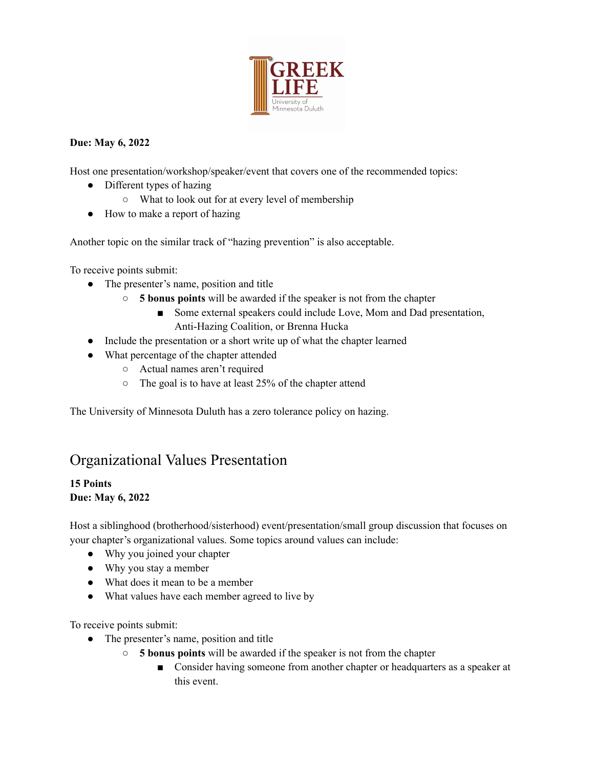**Due: May 6, 2022**

Host one presentation/workshop/speaker/event that covers one of the recommended topics:

- Different types of hazing
  - What to look out for at every level of membership
- How to make a report of hazing

Another topic on the similar track of "hazing prevention" is also acceptable.

To receive points submit:

- The presenter's name, position and title
  - **5 bonus points** will be awarded if the speaker is not from the chapter
    - Some external speakers could include Love, Mom and Dad presentation, Anti-Hazing Coalition, or Brenna Hucka
- Include the presentation or a short write up of what the chapter learned
- What percentage of the chapter attended
  - Actual names aren't required
  - The goal is to have at least 25% of the chapter attend

The University of Minnesota Duluth has a zero tolerance policy on hazing.

## Organizational Values Presentation

**15 Points**
**Due: May 6, 2022**

Host a siblinghood (brotherhood/sisterhood) event/presentation/small group discussion that focuses on your chapter's organizational values. Some topics around values can include:

- Why you joined your chapter
- Why you stay a member
- What does it mean to be a member
- What values have each member agreed to live by

To receive points submit:

- The presenter's name, position and title
  - **5 bonus points** will be awarded if the speaker is not from the chapter
    - Consider having someone from another chapter or headquarters as a speaker at this event.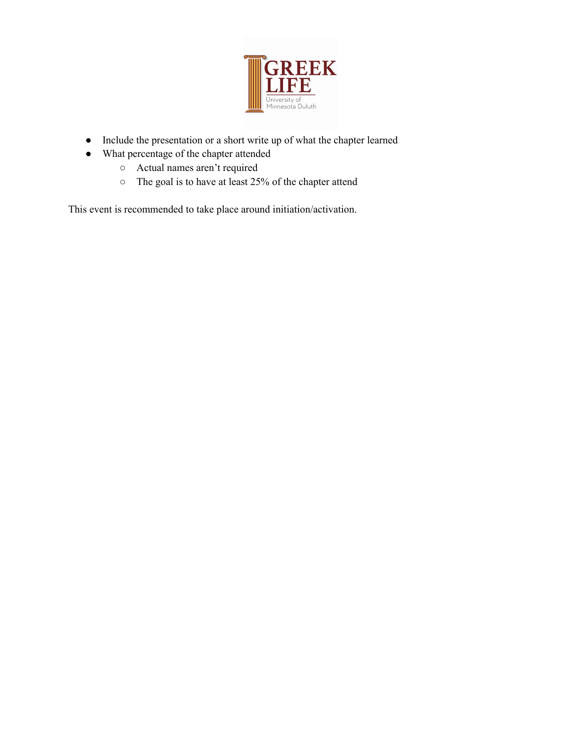- Include the presentation or a short write up of what the chapter learned
- What percentage of the chapter attended
  - Actual names aren't required
  - The goal is to have at least 25% of the chapter attend

This event is recommended to take place around initiation/activation.